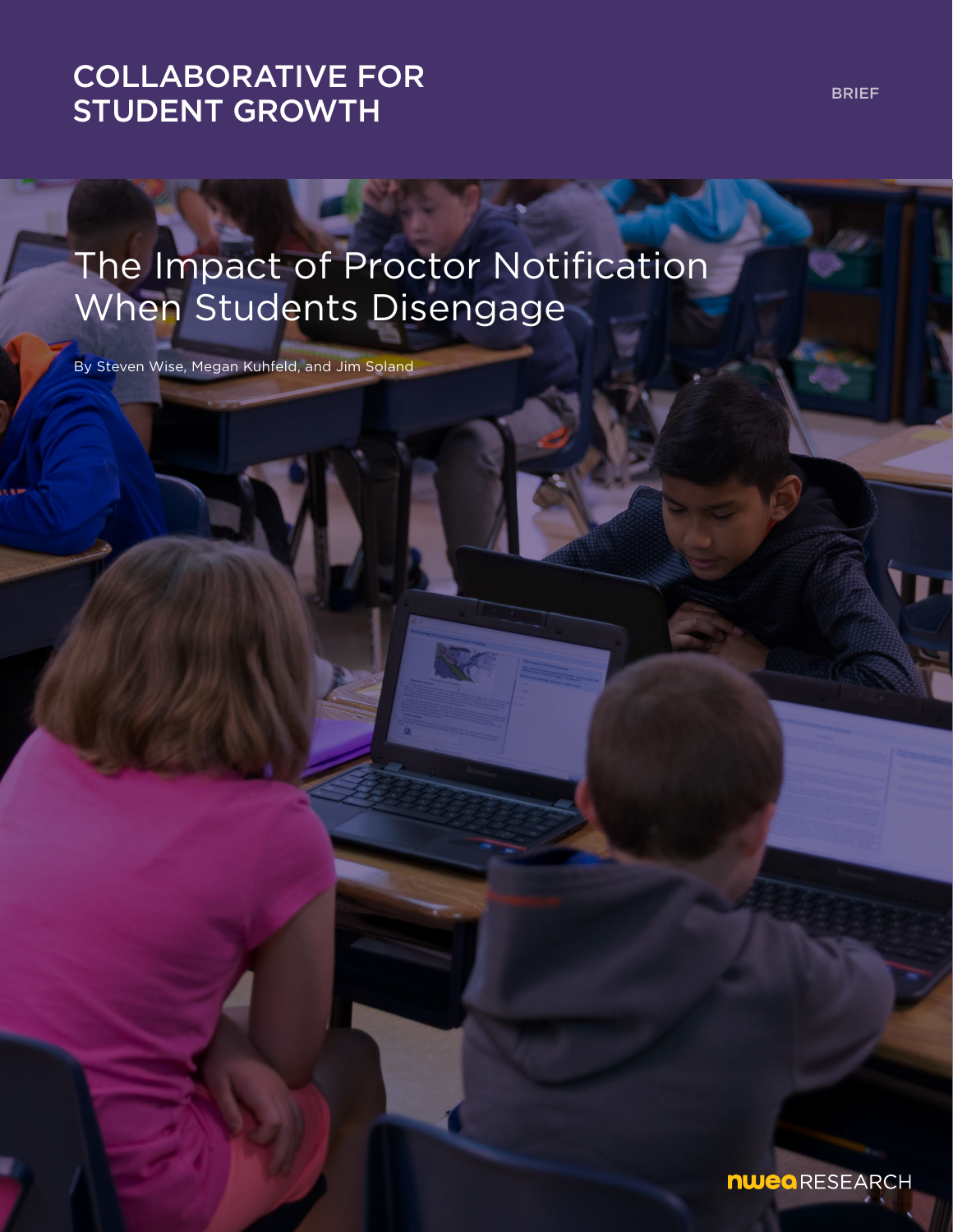COLLABORATIVE FOR STUDENT GROWTH

BRIEF

# The Impact of Proctor Notification When Students Disengage

By Steven Wise, Megan Kuhfeld, and Jim Soland

NWEA RESEARCH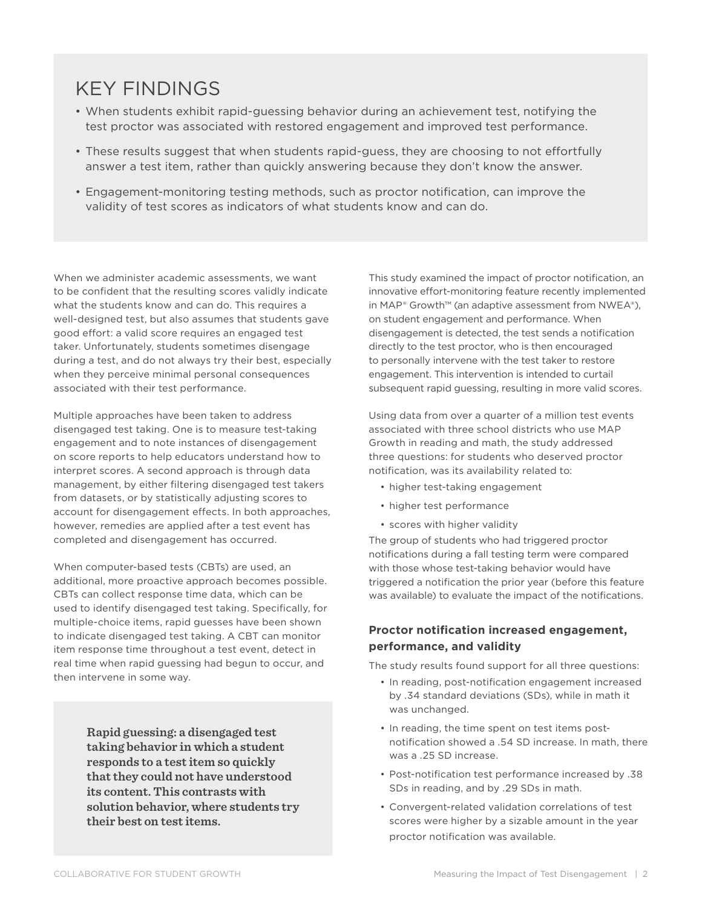## KEY FINDINGS

- When students exhibit rapid-guessing behavior during an achievement test, notifying the test proctor was associated with restored engagement and improved test performance.
- These results suggest that when students rapid-guess, they are choosing to not effortfully answer a test item, rather than quickly answering because they don't know the answer.
- Engagement-monitoring testing methods, such as proctor notification, can improve the validity of test scores as indicators of what students know and can do.

When we administer academic assessments, we want to be confident that the resulting scores validly indicate what the students know and can do. This requires a well-designed test, but also assumes that students gave good effort: a valid score requires an engaged test taker. Unfortunately, students sometimes disengage during a test, and do not always try their best, especially when they perceive minimal personal consequences associated with their test performance.

Multiple approaches have been taken to address disengaged test taking. One is to measure test-taking engagement and to note instances of disengagement on score reports to help educators understand how to interpret scores. A second approach is through data management, by either filtering disengaged test takers from datasets, or by statistically adjusting scores to account for disengagement effects. In both approaches, however, remedies are applied after a test event has completed and disengagement has occurred.

When computer-based tests (CBTs) are used, an additional, more proactive approach becomes possible. CBTs can collect response time data, which can be used to identify disengaged test taking. Specifically, for multiple-choice items, rapid guesses have been shown to indicate disengaged test taking. A CBT can monitor item response time throughout a test event, detect in real time when rapid guessing had begun to occur, and then intervene in some way.

> **Rapid guessing: a disengaged test taking behavior in which a student responds to a test item so quickly that they could not have understood its content. This contrasts with solution behavior, where students try their best on test items.**

This study examined the impact of proctor notification, an innovative effort-monitoring feature recently implemented in MAP® Growth™ (an adaptive assessment from NWEA®), on student engagement and performance. When disengagement is detected, the test sends a notification directly to the test proctor, who is then encouraged to personally intervene with the test taker to restore engagement. This intervention is intended to curtail subsequent rapid guessing, resulting in more valid scores.

Using data from over a quarter of a million test events associated with three school districts who use MAP Growth in reading and math, the study addressed three questions: for students who deserved proctor notification, was its availability related to:

- higher test-taking engagement
- higher test performance
- scores with higher validity

The group of students who had triggered proctor notifications during a fall testing term were compared with those whose test-taking behavior would have triggered a notification the prior year (before this feature was available) to evaluate the impact of the notifications.

### Proctor notification increased engagement, performance, and validity

The study results found support for all three questions:

- In reading, post-notification engagement increased by .34 standard deviations (SDs), while in math it was unchanged.
- In reading, the time spent on test items post-notification showed a .54 SD increase. In math, there was a .25 SD increase.
- Post-notification test performance increased by .38 SDs in reading, and by .29 SDs in math.
- Convergent-related validation correlations of test scores were higher by a sizable amount in the year proctor notification was available.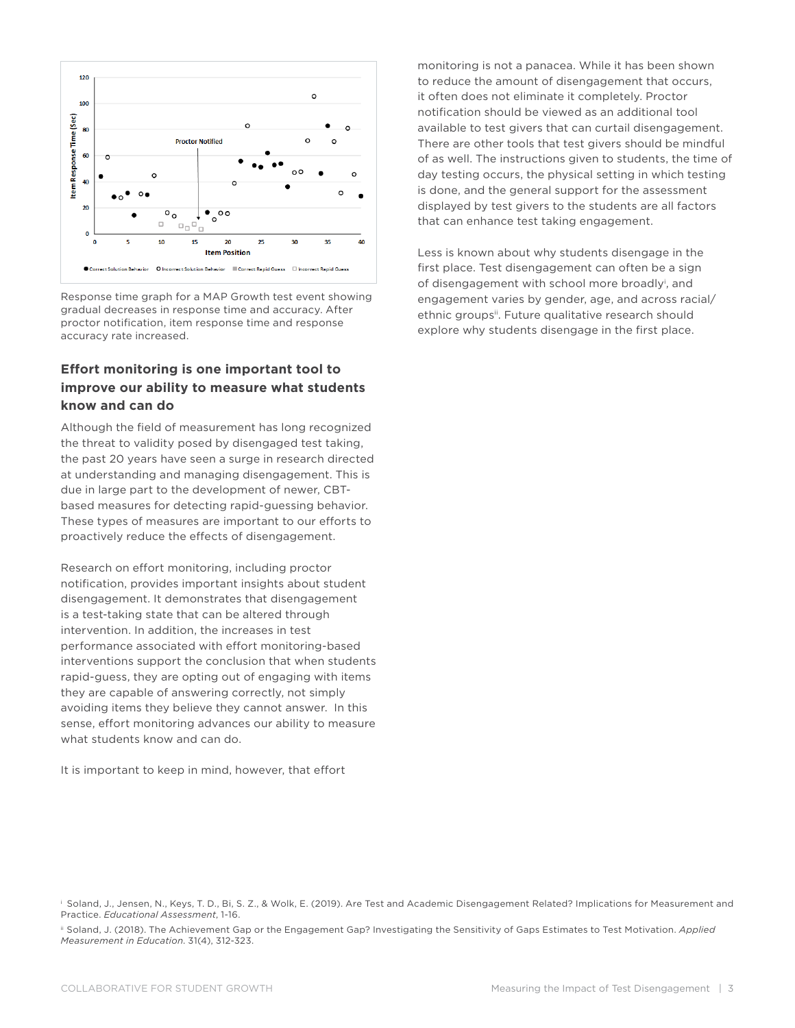Response time graph for a MAP Growth test event showing gradual decreases in response time and accuracy. After proctor notification, item response time and response accuracy rate increased.

## Effort monitoring is one important tool to improve our ability to measure what students know and can do

Although the field of measurement has long recognized the threat to validity posed by disengaged test taking, the past 20 years have seen a surge in research directed at understanding and managing disengagement. This is due in large part to the development of newer, CBT-based measures for detecting rapid-guessing behavior. These types of measures are important to our efforts to proactively reduce the effects of disengagement.

Research on effort monitoring, including proctor notification, provides important insights about student disengagement. It demonstrates that disengagement is a test-taking state that can be altered through intervention. In addition, the increases in test performance associated with effort monitoring-based interventions support the conclusion that when students rapid-guess, they are opting out of engaging with items they are capable of answering correctly, not simply avoiding items they believe they cannot answer. In this sense, effort monitoring advances our ability to measure what students know and can do.

It is important to keep in mind, however, that effort monitoring is not a panacea. While it has been shown to reduce the amount of disengagement that occurs, it often does not eliminate it completely. Proctor notification should be viewed as an additional tool available to test givers that can curtail disengagement. There are other tools that test givers should be mindful of as well. The instructions given to students, the time of day testing occurs, the physical setting in which testing is done, and the general support for the assessment displayed by test givers to the students are all factors that can enhance test taking engagement.

Less is known about why students disengage in the first place. Test disengagement can often be a sign of disengagement with school more broadly[i], and engagement varies by gender, age, and across racial/ethnic groups[ii]. Future qualitative research should explore why students disengage in the first place.

[i] Soland, J., Jensen, N., Keys, T. D., Bi, S. Z., & Wolk, E. (2019). Are Test and Academic Disengagement Related? Implications for Measurement and Practice. *Educational Assessment*, 1-16.

[ii] Soland, J. (2018). The Achievement Gap or the Engagement Gap? Investigating the Sensitivity of Gaps Estimates to Test Motivation. *Applied Measurement in Education*. 31(4), 312-323.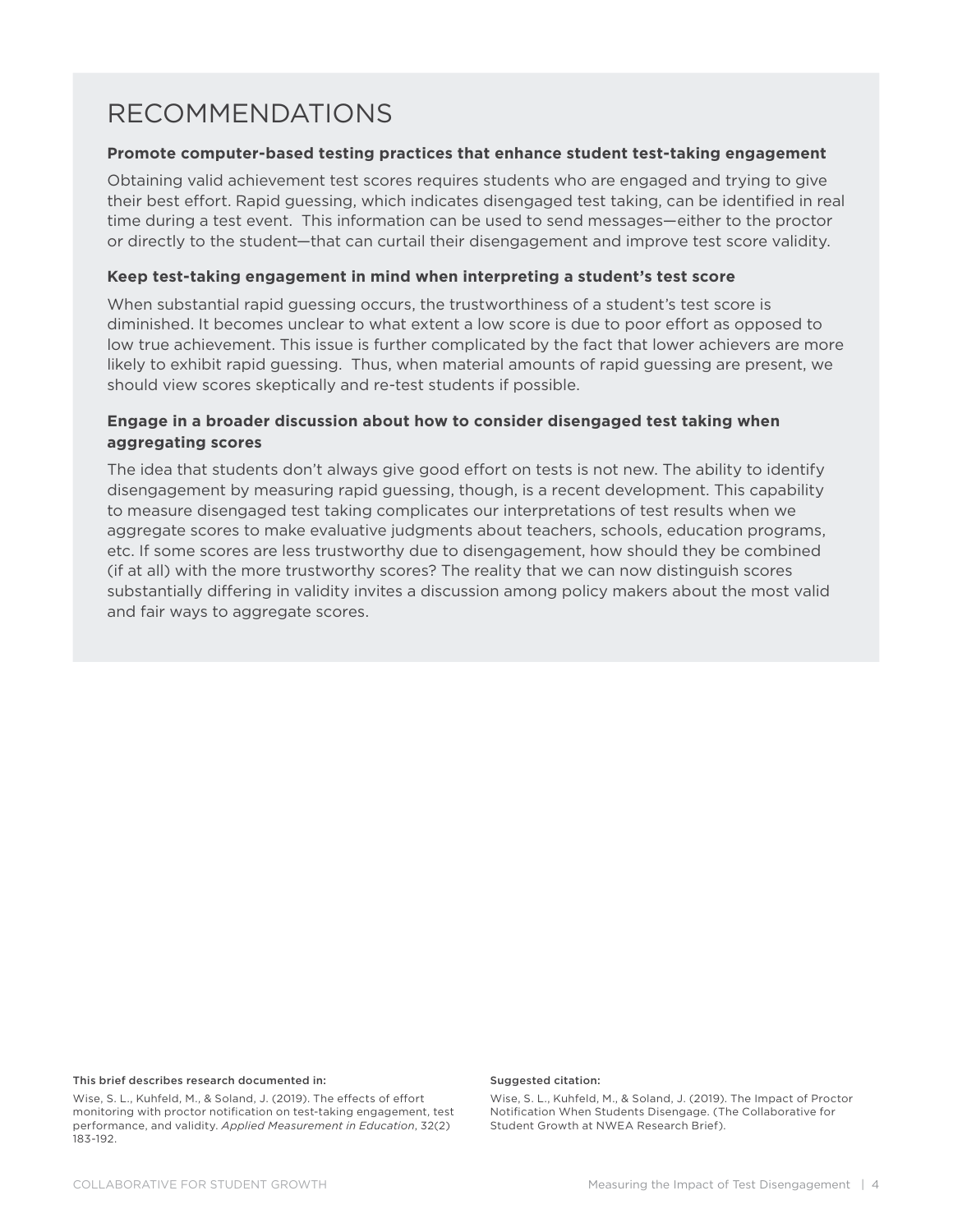# RECOMMENDATIONS

**Promote computer-based testing practices that enhance student test-taking engagement**

Obtaining valid achievement test scores requires students who are engaged and trying to give their best effort. Rapid guessing, which indicates disengaged test taking, can be identified in real time during a test event. This information can be used to send messages—either to the proctor or directly to the student—that can curtail their disengagement and improve test score validity.

**Keep test-taking engagement in mind when interpreting a student's test score**

When substantial rapid guessing occurs, the trustworthiness of a student's test score is diminished. It becomes unclear to what extent a low score is due to poor effort as opposed to low true achievement. This issue is further complicated by the fact that lower achievers are more likely to exhibit rapid guessing. Thus, when material amounts of rapid guessing are present, we should view scores skeptically and re-test students if possible.

**Engage in a broader discussion about how to consider disengaged test taking when aggregating scores**

The idea that students don't always give good effort on tests is not new. The ability to identify disengagement by measuring rapid guessing, though, is a recent development. This capability to measure disengaged test taking complicates our interpretations of test results when we aggregate scores to make evaluative judgments about teachers, schools, education programs, etc. If some scores are less trustworthy due to disengagement, how should they be combined (if at all) with the more trustworthy scores? The reality that we can now distinguish scores substantially differing in validity invites a discussion among policy makers about the most valid and fair ways to aggregate scores.

**This brief describes research documented in:**

Wise, S. L., Kuhfeld, M., & Soland, J. (2019). The effects of effort monitoring with proctor notification on test-taking engagement, test performance, and validity. *Applied Measurement in Education*, 32(2) 183-192.

**Suggested citation:**

Wise, S. L., Kuhfeld, M., & Soland, J. (2019). The Impact of Proctor Notification When Students Disengage. (The Collaborative for Student Growth at NWEA Research Brief).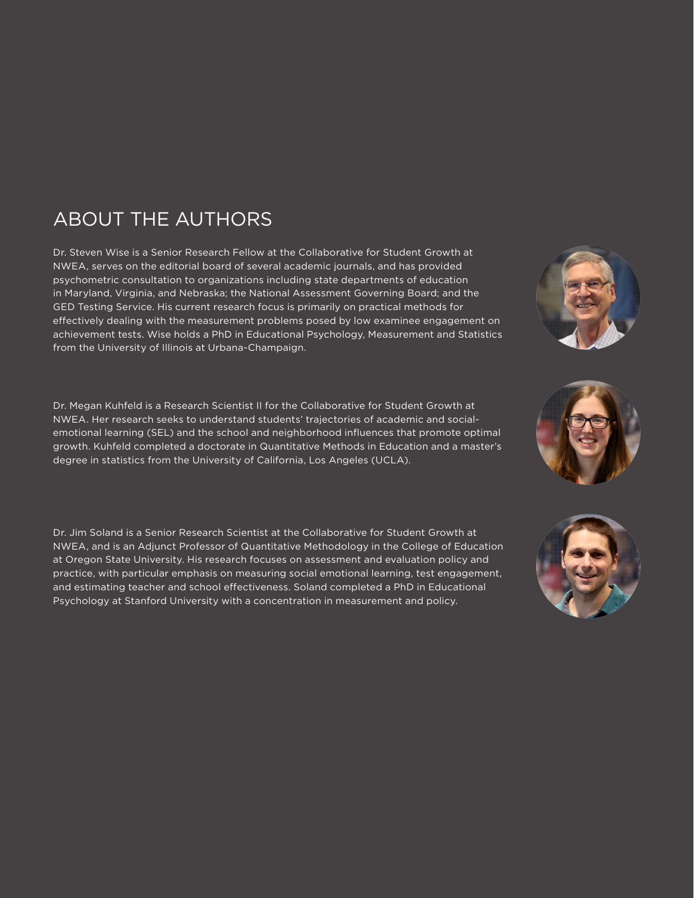## ABOUT THE AUTHORS

Dr. Steven Wise is a Senior Research Fellow at the Collaborative for Student Growth at NWEA, serves on the editorial board of several academic journals, and has provided psychometric consultation to organizations including state departments of education in Maryland, Virginia, and Nebraska; the National Assessment Governing Board; and the GED Testing Service. His current research focus is primarily on practical methods for effectively dealing with the measurement problems posed by low examinee engagement on achievement tests. Wise holds a PhD in Educational Psychology, Measurement and Statistics from the University of Illinois at Urbana-Champaign.

Dr. Megan Kuhfeld is a Research Scientist II for the Collaborative for Student Growth at NWEA. Her research seeks to understand students' trajectories of academic and social-emotional learning (SEL) and the school and neighborhood influences that promote optimal growth. Kuhfeld completed a doctorate in Quantitative Methods in Education and a master's degree in statistics from the University of California, Los Angeles (UCLA).

Dr. Jim Soland is a Senior Research Scientist at the Collaborative for Student Growth at NWEA, and is an Adjunct Professor of Quantitative Methodology in the College of Education at Oregon State University. His research focuses on assessment and evaluation policy and practice, with particular emphasis on measuring social emotional learning, test engagement, and estimating teacher and school effectiveness. Soland completed a PhD in Educational Psychology at Stanford University with a concentration in measurement and policy.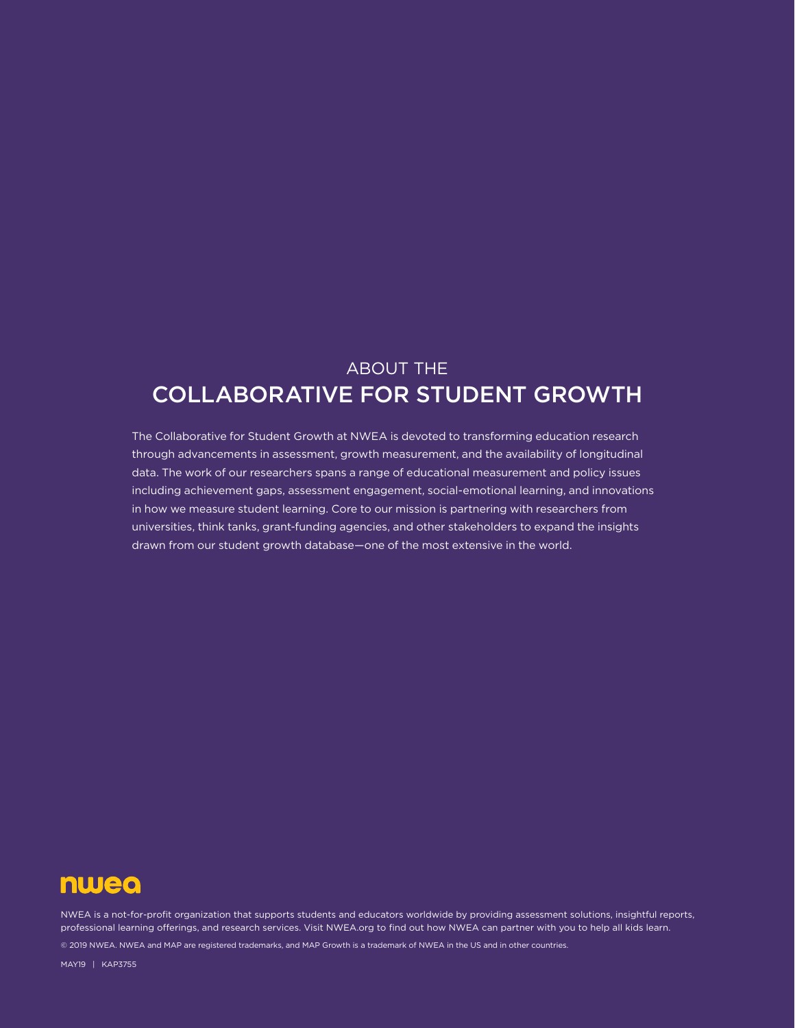## ABOUT THE COLLABORATIVE FOR STUDENT GROWTH

The Collaborative for Student Growth at NWEA is devoted to transforming education research through advancements in assessment, growth measurement, and the availability of longitudinal data. The work of our researchers spans a range of educational measurement and policy issues including achievement gaps, assessment engagement, social-emotional learning, and innovations in how we measure student learning. Core to our mission is partnering with researchers from universities, think tanks, grant-funding agencies, and other stakeholders to expand the insights drawn from our student growth database—one of the most extensive in the world.

nwea

NWEA is a not-for-profit organization that supports students and educators worldwide by providing assessment solutions, insightful reports, professional learning offerings, and research services. Visit NWEA.org to find out how NWEA can partner with you to help all kids learn.

© 2019 NWEA. NWEA and MAP are registered trademarks, and MAP Growth is a trademark of NWEA in the US and in other countries.

MAY19 | KAP3755